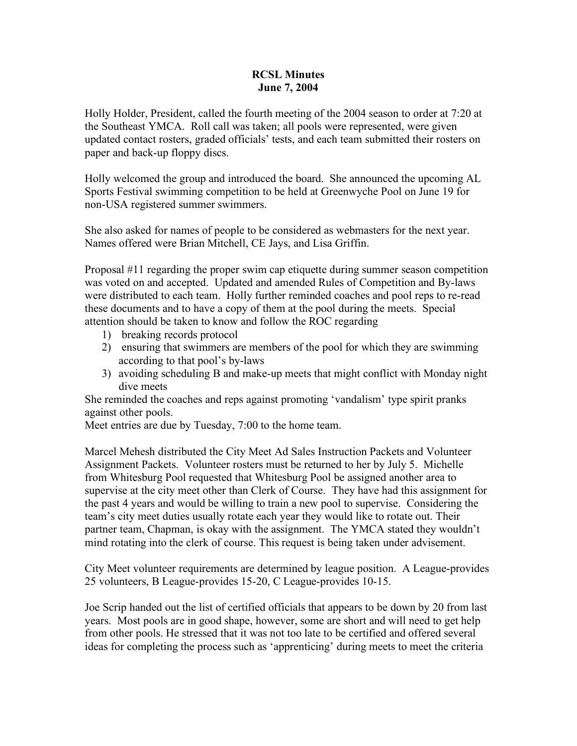**RCSL Minutes**
**June 7, 2004**

Holly Holder, President, called the fourth meeting of the 2004 season to order at 7:20 at the Southeast YMCA. Roll call was taken; all pools were represented, were given updated contact rosters, graded officials' tests, and each team submitted their rosters on paper and back-up floppy discs.

Holly welcomed the group and introduced the board. She announced the upcoming AL Sports Festival swimming competition to be held at Greenwyche Pool on June 19 for non-USA registered summer swimmers.

She also asked for names of people to be considered as webmasters for the next year. Names offered were Brian Mitchell, CE Jays, and Lisa Griffin.

Proposal #11 regarding the proper swim cap etiquette during summer season competition was voted on and accepted. Updated and amended Rules of Competition and By-laws were distributed to each team. Holly further reminded coaches and pool reps to re-read these documents and to have a copy of them at the pool during the meets. Special attention should be taken to know and follow the ROC regarding

1) breaking records protocol
2) ensuring that swimmers are members of the pool for which they are swimming according to that pool's by-laws
3) avoiding scheduling B and make-up meets that might conflict with Monday night dive meets

She reminded the coaches and reps against promoting 'vandalism' type spirit pranks against other pools.
Meet entries are due by Tuesday, 7:00 to the home team.

Marcel Mehesh distributed the City Meet Ad Sales Instruction Packets and Volunteer Assignment Packets. Volunteer rosters must be returned to her by July 5. Michelle from Whitesburg Pool requested that Whitesburg Pool be assigned another area to supervise at the city meet other than Clerk of Course. They have had this assignment for the past 4 years and would be willing to train a new pool to supervise. Considering the team's city meet duties usually rotate each year they would like to rotate out. Their partner team, Chapman, is okay with the assignment. The YMCA stated they wouldn't mind rotating into the clerk of course. This request is being taken under advisement.

City Meet volunteer requirements are determined by league position. A League-provides 25 volunteers, B League-provides 15-20, C League-provides 10-15.

Joe Scrip handed out the list of certified officials that appears to be down by 20 from last years. Most pools are in good shape, however, some are short and will need to get help from other pools. He stressed that it was not too late to be certified and offered several ideas for completing the process such as 'apprenticing' during meets to meet the criteria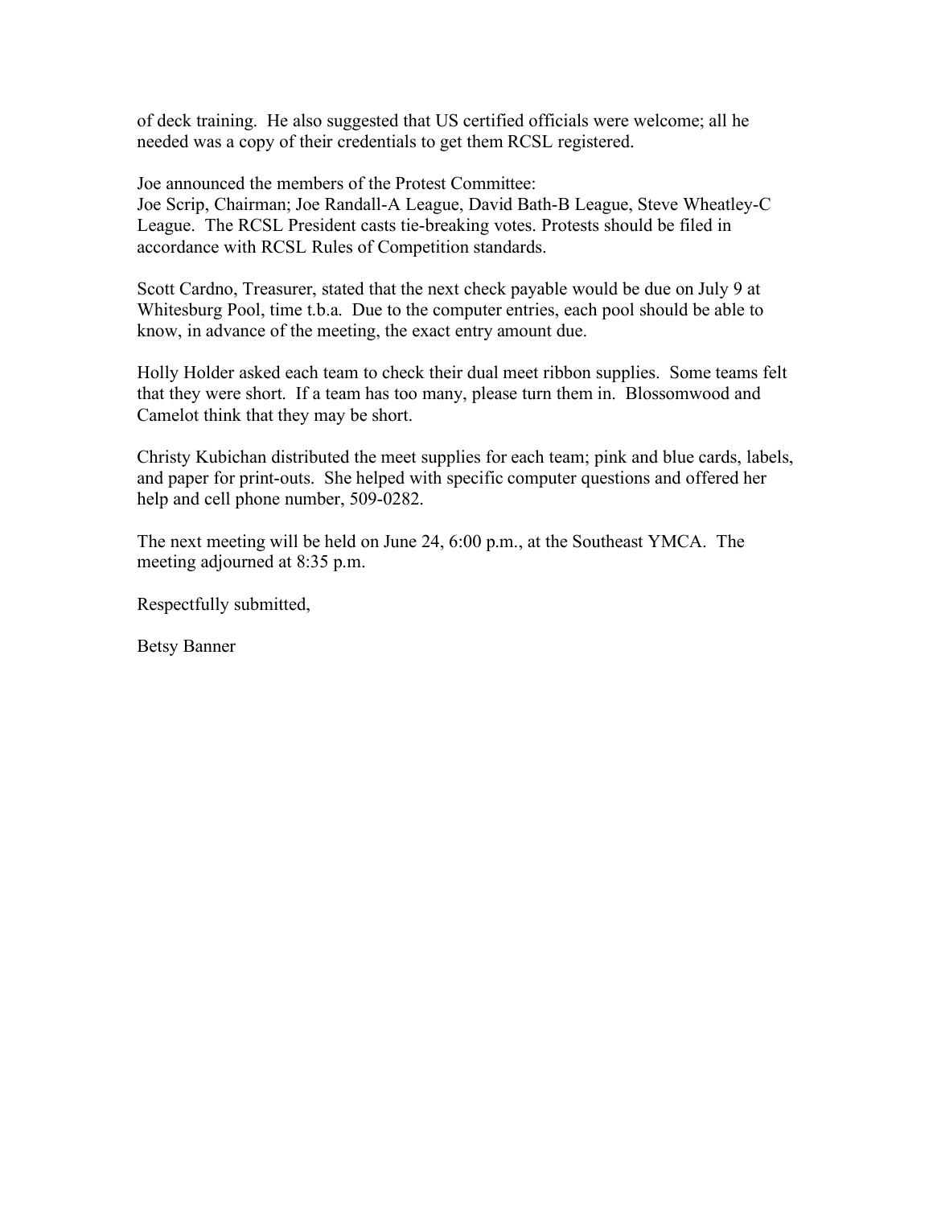of deck training. He also suggested that US certified officials were welcome; all he needed was a copy of their credentials to get them RCSL registered.

Joe announced the members of the Protest Committee:
Joe Scrip, Chairman; Joe Randall-A League, David Bath-B League, Steve Wheatley-C League. The RCSL President casts tie-breaking votes. Protests should be filed in accordance with RCSL Rules of Competition standards.

Scott Cardno, Treasurer, stated that the next check payable would be due on July 9 at Whitesburg Pool, time t.b.a. Due to the computer entries, each pool should be able to know, in advance of the meeting, the exact entry amount due.

Holly Holder asked each team to check their dual meet ribbon supplies. Some teams felt that they were short. If a team has too many, please turn them in. Blossomwood and Camelot think that they may be short.

Christy Kubichan distributed the meet supplies for each team; pink and blue cards, labels, and paper for print-outs. She helped with specific computer questions and offered her help and cell phone number, 509-0282.

The next meeting will be held on June 24, 6:00 p.m., at the Southeast YMCA. The meeting adjourned at 8:35 p.m.

Respectfully submitted,

Betsy Banner